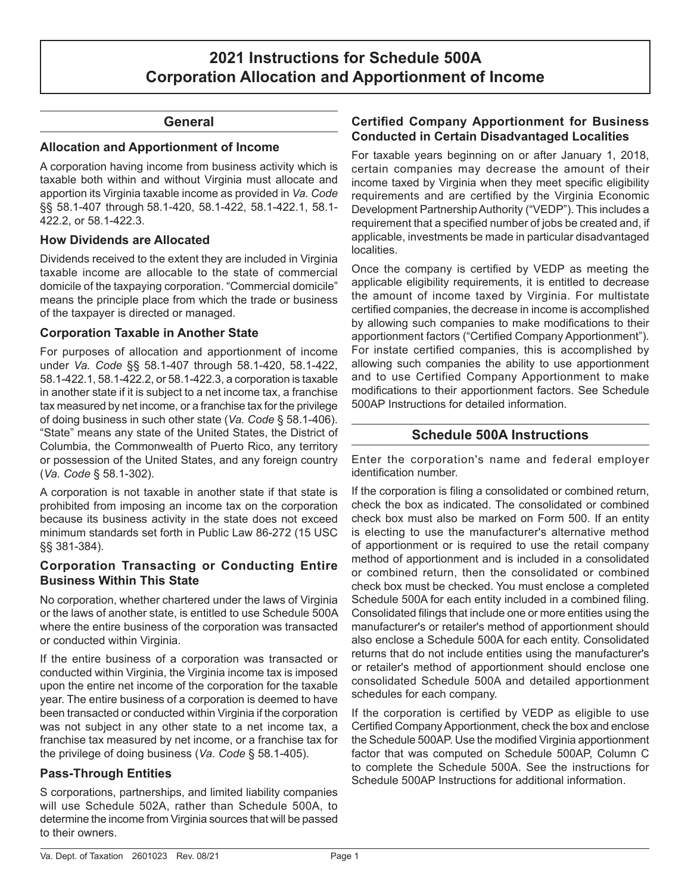# 2021 Instructions for Schedule 500A Corporation Allocation and Apportionment of Income

## General

### Allocation and Apportionment of Income

A corporation having income from business activity which is taxable both within and without Virginia must allocate and apportion its Virginia taxable income as provided in *Va. Code* §§ 58.1-407 through 58.1-420, 58.1-422, 58.1-422.1, 58.1-422.2, or 58.1-422.3.

### How Dividends are Allocated

Dividends received to the extent they are included in Virginia taxable income are allocable to the state of commercial domicile of the taxpaying corporation. "Commercial domicile" means the principle place from which the trade or business of the taxpayer is directed or managed.

### Corporation Taxable in Another State

For purposes of allocation and apportionment of income under *Va. Code* §§ 58.1-407 through 58.1-420, 58.1-422, 58.1-422.1, 58.1-422.2, or 58.1-422.3, a corporation is taxable in another state if it is subject to a net income tax, a franchise tax measured by net income, or a franchise tax for the privilege of doing business in such other state (*Va. Code* § 58.1-406). "State" means any state of the United States, the District of Columbia, the Commonwealth of Puerto Rico, any territory or possession of the United States, and any foreign country (*Va. Code* § 58.1-302).

A corporation is not taxable in another state if that state is prohibited from imposing an income tax on the corporation because its business activity in the state does not exceed minimum standards set forth in Public Law 86-272 (15 USC §§ 381-384).

### Corporation Transacting or Conducting Entire Business Within This State

No corporation, whether chartered under the laws of Virginia or the laws of another state, is entitled to use Schedule 500A where the entire business of the corporation was transacted or conducted within Virginia.

If the entire business of a corporation was transacted or conducted within Virginia, the Virginia income tax is imposed upon the entire net income of the corporation for the taxable year. The entire business of a corporation is deemed to have been transacted or conducted within Virginia if the corporation was not subject in any other state to a net income tax, a franchise tax measured by net income, or a franchise tax for the privilege of doing business (*Va. Code* § 58.1-405).

### Pass-Through Entities

S corporations, partnerships, and limited liability companies will use Schedule 502A, rather than Schedule 500A, to determine the income from Virginia sources that will be passed to their owners.

### Certified Company Apportionment for Business Conducted in Certain Disadvantaged Localities

For taxable years beginning on or after January 1, 2018, certain companies may decrease the amount of their income taxed by Virginia when they meet specific eligibility requirements and are certified by the Virginia Economic Development Partnership Authority ("VEDP"). This includes a requirement that a specified number of jobs be created and, if applicable, investments be made in particular disadvantaged localities.

Once the company is certified by VEDP as meeting the applicable eligibility requirements, it is entitled to decrease the amount of income taxed by Virginia. For multistate certified companies, the decrease in income is accomplished by allowing such companies to make modifications to their apportionment factors ("Certified Company Apportionment"). For instate certified companies, this is accomplished by allowing such companies the ability to use apportionment and to use Certified Company Apportionment to make modifications to their apportionment factors. See Schedule 500AP Instructions for detailed information.

## Schedule 500A Instructions

Enter the corporation's name and federal employer identification number.

If the corporation is filing a consolidated or combined return, check the box as indicated. The consolidated or combined check box must also be marked on Form 500. If an entity is electing to use the manufacturer's alternative method of apportionment or is required to use the retail company method of apportionment and is included in a consolidated or combined return, then the consolidated or combined check box must be checked. You must enclose a completed Schedule 500A for each entity included in a combined filing. Consolidated filings that include one or more entities using the manufacturer's or retailer's method of apportionment should also enclose a Schedule 500A for each entity. Consolidated returns that do not include entities using the manufacturer's or retailer's method of apportionment should enclose one consolidated Schedule 500A and detailed apportionment schedules for each company.

If the corporation is certified by VEDP as eligible to use Certified Company Apportionment, check the box and enclose the Schedule 500AP. Use the modified Virginia apportionment factor that was computed on Schedule 500AP, Column C to complete the Schedule 500A. See the instructions for Schedule 500AP Instructions for additional information.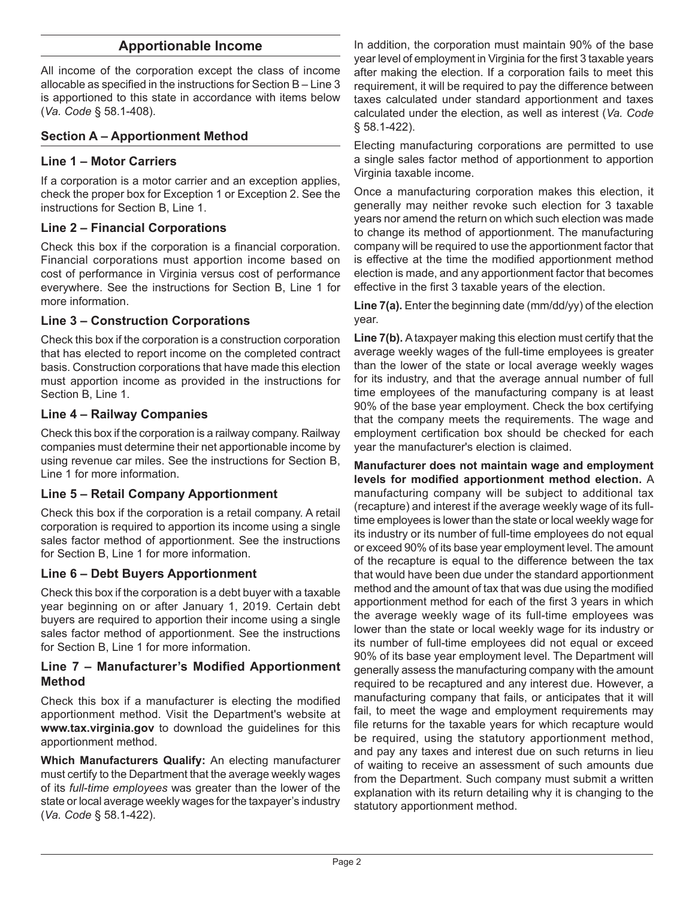## Apportionable Income

All income of the corporation except the class of income allocable as specified in the instructions for Section B – Line 3 is apportioned to this state in accordance with items below (*Va. Code* § 58.1-408).

### Section A – Apportionment Method

#### Line 1 – Motor Carriers

If a corporation is a motor carrier and an exception applies, check the proper box for Exception 1 or Exception 2. See the instructions for Section B, Line 1.

#### Line 2 – Financial Corporations

Check this box if the corporation is a financial corporation. Financial corporations must apportion income based on cost of performance in Virginia versus cost of performance everywhere. See the instructions for Section B, Line 1 for more information.

#### Line 3 – Construction Corporations

Check this box if the corporation is a construction corporation that has elected to report income on the completed contract basis. Construction corporations that have made this election must apportion income as provided in the instructions for Section B, Line 1.

#### Line 4 – Railway Companies

Check this box if the corporation is a railway company. Railway companies must determine their net apportionable income by using revenue car miles. See the instructions for Section B, Line 1 for more information.

#### Line 5 – Retail Company Apportionment

Check this box if the corporation is a retail company. A retail corporation is required to apportion its income using a single sales factor method of apportionment. See the instructions for Section B, Line 1 for more information.

#### Line 6 – Debt Buyers Apportionment

Check this box if the corporation is a debt buyer with a taxable year beginning on or after January 1, 2019. Certain debt buyers are required to apportion their income using a single sales factor method of apportionment. See the instructions for Section B, Line 1 for more information.

#### Line 7 – Manufacturer's Modified Apportionment Method

Check this box if a manufacturer is electing the modified apportionment method. Visit the Department's website at **www.tax.virginia.gov** to download the guidelines for this apportionment method.

**Which Manufacturers Qualify:** An electing manufacturer must certify to the Department that the average weekly wages of its *full-time employees* was greater than the lower of the state or local average weekly wages for the taxpayer's industry (*Va. Code* § 58.1-422).

In addition, the corporation must maintain 90% of the base year level of employment in Virginia for the first 3 taxable years after making the election. If a corporation fails to meet this requirement, it will be required to pay the difference between taxes calculated under standard apportionment and taxes calculated under the election, as well as interest (*Va. Code* § 58.1-422).

Electing manufacturing corporations are permitted to use a single sales factor method of apportionment to apportion Virginia taxable income.

Once a manufacturing corporation makes this election, it generally may neither revoke such election for 3 taxable years nor amend the return on which such election was made to change its method of apportionment. The manufacturing company will be required to use the apportionment factor that is effective at the time the modified apportionment method election is made, and any apportionment factor that becomes effective in the first 3 taxable years of the election.

**Line 7(a).** Enter the beginning date (mm/dd/yy) of the election year.

**Line 7(b).** A taxpayer making this election must certify that the average weekly wages of the full-time employees is greater than the lower of the state or local average weekly wages for its industry, and that the average annual number of full time employees of the manufacturing company is at least 90% of the base year employment. Check the box certifying that the company meets the requirements. The wage and employment certification box should be checked for each year the manufacturer's election is claimed.

**Manufacturer does not maintain wage and employment levels for modified apportionment method election.** A manufacturing company will be subject to additional tax (recapture) and interest if the average weekly wage of its full-time employees is lower than the state or local weekly wage for its industry or its number of full-time employees do not equal or exceed 90% of its base year employment level. The amount of the recapture is equal to the difference between the tax that would have been due under the standard apportionment method and the amount of tax that was due using the modified apportionment method for each of the first 3 years in which the average weekly wage of its full-time employees was lower than the state or local weekly wage for its industry or its number of full-time employees did not equal or exceed 90% of its base year employment level. The Department will generally assess the manufacturing company with the amount required to be recaptured and any interest due. However, a manufacturing company that fails, or anticipates that it will fail, to meet the wage and employment requirements may file returns for the taxable years for which recapture would be required, using the statutory apportionment method, and pay any taxes and interest due on such returns in lieu of waiting to receive an assessment of such amounts due from the Department. Such company must submit a written explanation with its return detailing why it is changing to the statutory apportionment method.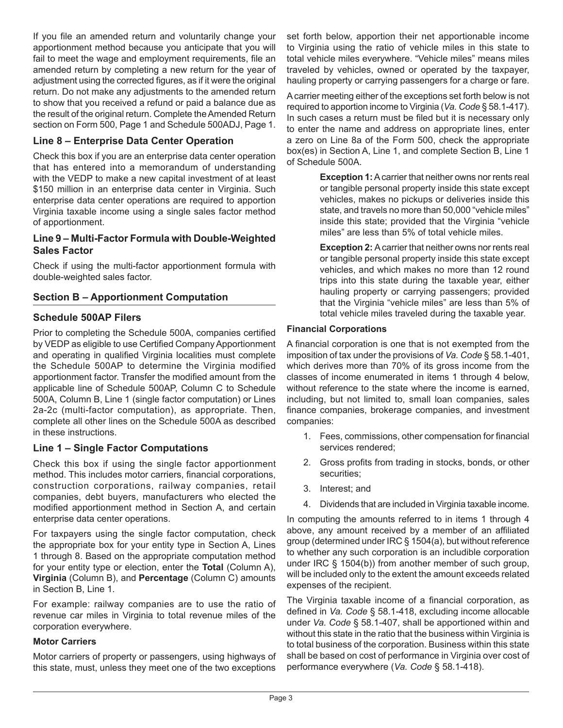If you file an amended return and voluntarily change your apportionment method because you anticipate that you will fail to meet the wage and employment requirements, file an amended return by completing a new return for the year of adjustment using the corrected figures, as if it were the original return. Do not make any adjustments to the amended return to show that you received a refund or paid a balance due as the result of the original return. Complete the Amended Return section on Form 500, Page 1 and Schedule 500ADJ, Page 1.

### Line 8 – Enterprise Data Center Operation

Check this box if you are an enterprise data center operation that has entered into a memorandum of understanding with the VEDP to make a new capital investment of at least $150 million in an enterprise data center in Virginia. Such enterprise data center operations are required to apportion Virginia taxable income using a single sales factor method of apportionment.

### Line 9 – Multi-Factor Formula with Double-Weighted Sales Factor

Check if using the multi-factor apportionment formula with double-weighted sales factor.

## Section B – Apportionment Computation

### Schedule 500AP Filers

Prior to completing the Schedule 500A, companies certified by VEDP as eligible to use Certified Company Apportionment and operating in qualified Virginia localities must complete the Schedule 500AP to determine the Virginia modified apportionment factor. Transfer the modified amount from the applicable line of Schedule 500AP, Column C to Schedule 500A, Column B, Line 1 (single factor computation) or Lines 2a-2c (multi-factor computation), as appropriate. Then, complete all other lines on the Schedule 500A as described in these instructions.

### Line 1 – Single Factor Computations

Check this box if using the single factor apportionment method. This includes motor carriers, financial corporations, construction corporations, railway companies, retail companies, debt buyers, manufacturers who elected the modified apportionment method in Section A, and certain enterprise data center operations.

For taxpayers using the single factor computation, check the appropriate box for your entity type in Section A, Lines 1 through 8. Based on the appropriate computation method for your entity type or election, enter the **Total** (Column A), **Virginia** (Column B), and **Percentage** (Column C) amounts in Section B, Line 1.

For example: railway companies are to use the ratio of revenue car miles in Virginia to total revenue miles of the corporation everywhere.

**Motor Carriers**

Motor carriers of property or passengers, using highways of this state, must, unless they meet one of the two exceptions set forth below, apportion their net apportionable income to Virginia using the ratio of vehicle miles in this state to total vehicle miles everywhere. "Vehicle miles" means miles traveled by vehicles, owned or operated by the taxpayer, hauling property or carrying passengers for a charge or fare.

A carrier meeting either of the exceptions set forth below is not required to apportion income to Virginia (*Va. Code* § 58.1-417). In such cases a return must be filed but it is necessary only to enter the name and address on appropriate lines, enter a zero on Line 8a of the Form 500, check the appropriate box(es) in Section A, Line 1, and complete Section B, Line 1 of Schedule 500A.

> **Exception 1:** A carrier that neither owns nor rents real or tangible personal property inside this state except vehicles, makes no pickups or deliveries inside this state, and travels no more than 50,000 "vehicle miles" inside this state; provided that the Virginia "vehicle miles" are less than 5% of total vehicle miles.
>
> **Exception 2:** A carrier that neither owns nor rents real or tangible personal property inside this state except vehicles, and which makes no more than 12 round trips into this state during the taxable year, either hauling property or carrying passengers; provided that the Virginia "vehicle miles" are less than 5% of total vehicle miles traveled during the taxable year.

**Financial Corporations**

A financial corporation is one that is not exempted from the imposition of tax under the provisions of *Va. Code* § 58.1-401, which derives more than 70% of its gross income from the classes of income enumerated in items 1 through 4 below, without reference to the state where the income is earned, including, but not limited to, small loan companies, sales finance companies, brokerage companies, and investment companies:

1. Fees, commissions, other compensation for financial services rendered;
2. Gross profits from trading in stocks, bonds, or other securities;
3. Interest; and
4. Dividends that are included in Virginia taxable income.

In computing the amounts referred to in items 1 through 4 above, any amount received by a member of an affiliated group (determined under IRC § 1504(a), but without reference to whether any such corporation is an includible corporation under IRC § 1504(b)) from another member of such group, will be included only to the extent the amount exceeds related expenses of the recipient.

The Virginia taxable income of a financial corporation, as defined in *Va. Code* § 58.1-418, excluding income allocable under *Va. Code* § 58.1-407, shall be apportioned within and without this state in the ratio that the business within Virginia is to total business of the corporation. Business within this state shall be based on cost of performance in Virginia over cost of performance everywhere (*Va. Code* § 58.1-418).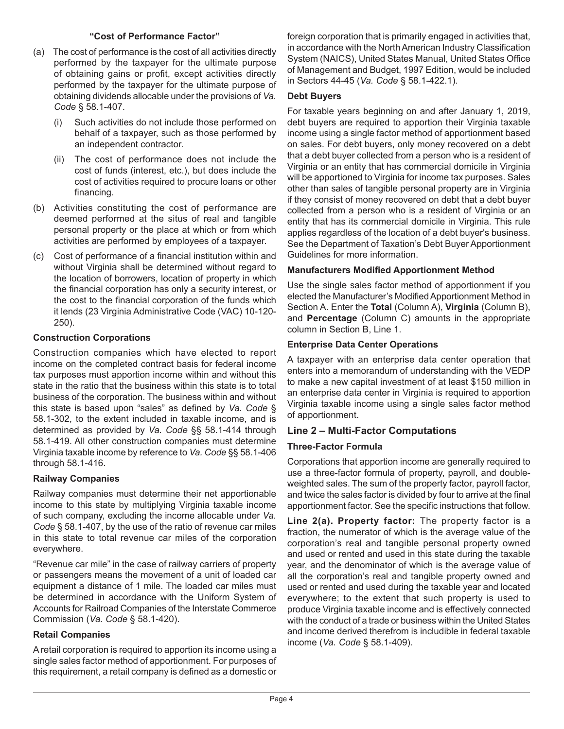**"Cost of Performance Factor"**

(a) The cost of performance is the cost of all activities directly performed by the taxpayer for the ultimate purpose of obtaining gains or profit, except activities directly performed by the taxpayer for the ultimate purpose of obtaining dividends allocable under the provisions of *Va. Code* § 58.1-407.

   (i) Such activities do not include those performed on behalf of a taxpayer, such as those performed by an independent contractor.

   (ii) The cost of performance does not include the cost of funds (interest, etc.), but does include the cost of activities required to procure loans or other financing.

(b) Activities constituting the cost of performance are deemed performed at the situs of real and tangible personal property or the place at which or from which activities are performed by employees of a taxpayer.

(c) Cost of performance of a financial institution within and without Virginia shall be determined without regard to the location of borrowers, location of property in which the financial corporation has only a security interest, or the cost to the financial corporation of the funds which it lends (23 Virginia Administrative Code (VAC) 10-120-250).

**Construction Corporations**

Construction companies which have elected to report income on the completed contract basis for federal income tax purposes must apportion income within and without this state in the ratio that the business within this state is to total business of the corporation. The business within and without this state is based upon "sales" as defined by *Va. Code* § 58.1-302, to the extent included in taxable income, and is determined as provided by *Va. Code* §§ 58.1-414 through 58.1-419. All other construction companies must determine Virginia taxable income by reference to *Va. Code* §§ 58.1-406 through 58.1-416.

**Railway Companies**

Railway companies must determine their net apportionable income to this state by multiplying Virginia taxable income of such company, excluding the income allocable under *Va. Code* § 58.1-407, by the use of the ratio of revenue car miles in this state to total revenue car miles of the corporation everywhere.

"Revenue car mile" in the case of railway carriers of property or passengers means the movement of a unit of loaded car equipment a distance of 1 mile. The loaded car miles must be determined in accordance with the Uniform System of Accounts for Railroad Companies of the Interstate Commerce Commission (*Va. Code* § 58.1-420).

**Retail Companies**

A retail corporation is required to apportion its income using a single sales factor method of apportionment. For purposes of this requirement, a retail company is defined as a domestic or foreign corporation that is primarily engaged in activities that, in accordance with the North American Industry Classification System (NAICS), United States Manual, United States Office of Management and Budget, 1997 Edition, would be included in Sectors 44-45 (*Va. Code* § 58.1-422.1).

**Debt Buyers**

For taxable years beginning on and after January 1, 2019, debt buyers are required to apportion their Virginia taxable income using a single factor method of apportionment based on sales. For debt buyers, only money recovered on a debt that a debt buyer collected from a person who is a resident of Virginia or an entity that has commercial domicile in Virginia will be apportioned to Virginia for income tax purposes. Sales other than sales of tangible personal property are in Virginia if they consist of money recovered on debt that a debt buyer collected from a person who is a resident of Virginia or an entity that has its commercial domicile in Virginia. This rule applies regardless of the location of a debt buyer's business. See the Department of Taxation's Debt Buyer Apportionment Guidelines for more information.

**Manufacturers Modified Apportionment Method**

Use the single sales factor method of apportionment if you elected the Manufacturer's Modified Apportionment Method in Section A. Enter the **Total** (Column A), **Virginia** (Column B), and **Percentage** (Column C) amounts in the appropriate column in Section B, Line 1.

**Enterprise Data Center Operations**

A taxpayer with an enterprise data center operation that enters into a memorandum of understanding with the VEDP to make a new capital investment of at least $150 million in an enterprise data center in Virginia is required to apportion Virginia taxable income using a single sales factor method of apportionment.

## Line 2 – Multi-Factor Computations

**Three-Factor Formula**

Corporations that apportion income are generally required to use a three-factor formula of property, payroll, and double-weighted sales. The sum of the property factor, payroll factor, and twice the sales factor is divided by four to arrive at the final apportionment factor. See the specific instructions that follow.

**Line 2(a). Property factor:** The property factor is a fraction, the numerator of which is the average value of the corporation's real and tangible personal property owned and used or rented and used in this state during the taxable year, and the denominator of which is the average value of all the corporation's real and tangible property owned and used or rented and used during the taxable year and located everywhere; to the extent that such property is used to produce Virginia taxable income and is effectively connected with the conduct of a trade or business within the United States and income derived therefrom is includible in federal taxable income (*Va. Code* § 58.1-409).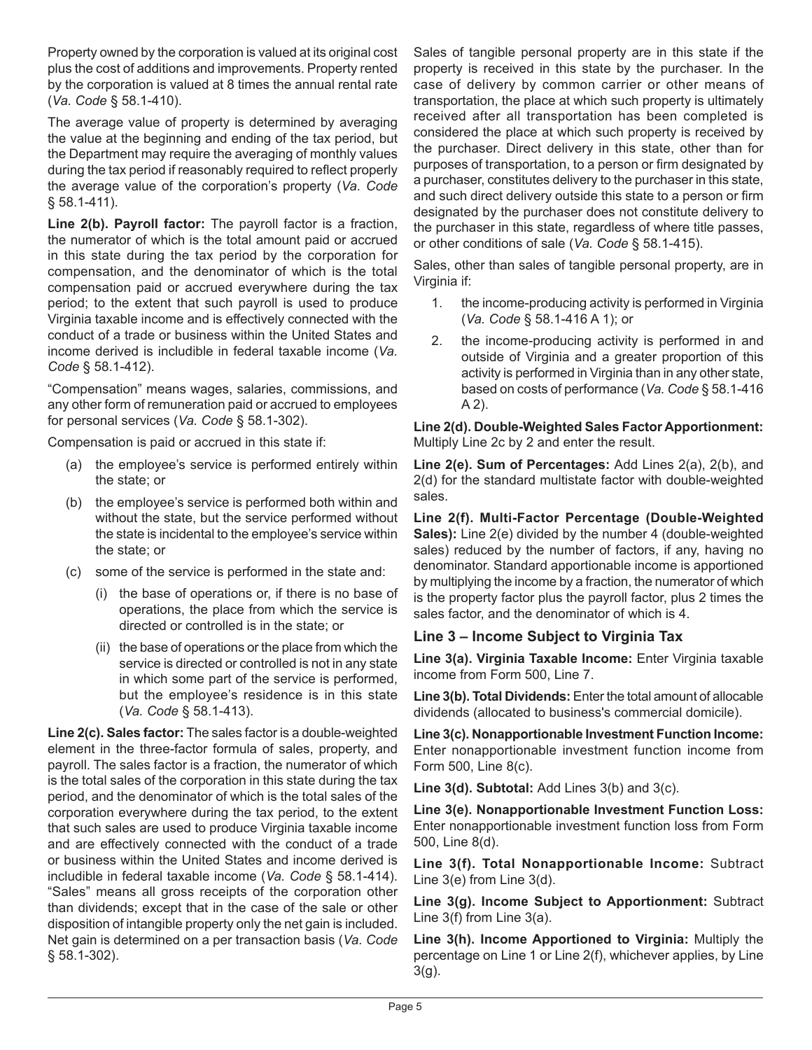Property owned by the corporation is valued at its original cost plus the cost of additions and improvements. Property rented by the corporation is valued at 8 times the annual rental rate (*Va. Code* § 58.1-410).

The average value of property is determined by averaging the value at the beginning and ending of the tax period, but the Department may require the averaging of monthly values during the tax period if reasonably required to reflect properly the average value of the corporation's property (*Va. Code* § 58.1-411).

**Line 2(b). Payroll factor:** The payroll factor is a fraction, the numerator of which is the total amount paid or accrued in this state during the tax period by the corporation for compensation, and the denominator of which is the total compensation paid or accrued everywhere during the tax period; to the extent that such payroll is used to produce Virginia taxable income and is effectively connected with the conduct of a trade or business within the United States and income derived is includible in federal taxable income (*Va. Code* § 58.1-412).

"Compensation" means wages, salaries, commissions, and any other form of remuneration paid or accrued to employees for personal services (*Va. Code* § 58.1-302).

Compensation is paid or accrued in this state if:

- (a) the employee's service is performed entirely within the state; or
- (b) the employee's service is performed both within and without the state, but the service performed without the state is incidental to the employee's service within the state; or
- (c) some of the service is performed in the state and:
  - (i) the base of operations or, if there is no base of operations, the place from which the service is directed or controlled is in the state; or
  - (ii) the base of operations or the place from which the service is directed or controlled is not in any state in which some part of the service is performed, but the employee's residence is in this state (*Va. Code* § 58.1-413).

**Line 2(c). Sales factor:** The sales factor is a double-weighted element in the three-factor formula of sales, property, and payroll. The sales factor is a fraction, the numerator of which is the total sales of the corporation in this state during the tax period, and the denominator of which is the total sales of the corporation everywhere during the tax period, to the extent that such sales are used to produce Virginia taxable income and are effectively connected with the conduct of a trade or business within the United States and income derived is includible in federal taxable income (*Va. Code* § 58.1-414). "Sales" means all gross receipts of the corporation other than dividends; except that in the case of the sale or other disposition of intangible property only the net gain is included. Net gain is determined on a per transaction basis (*Va. Code* § 58.1-302).

Sales of tangible personal property are in this state if the property is received in this state by the purchaser. In the case of delivery by common carrier or other means of transportation, the place at which such property is ultimately received after all transportation has been completed is considered the place at which such property is received by the purchaser. Direct delivery in this state, other than for purposes of transportation, to a person or firm designated by a purchaser, constitutes delivery to the purchaser in this state, and such direct delivery outside this state to a person or firm designated by the purchaser does not constitute delivery to the purchaser in this state, regardless of where title passes, or other conditions of sale (*Va. Code* § 58.1-415).

Sales, other than sales of tangible personal property, are in Virginia if:

1. the income-producing activity is performed in Virginia (*Va. Code* § 58.1-416 A 1); or
2. the income-producing activity is performed in and outside of Virginia and a greater proportion of this activity is performed in Virginia than in any other state, based on costs of performance (*Va. Code* § 58.1-416 A 2).

**Line 2(d). Double-Weighted Sales Factor Apportionment:** Multiply Line 2c by 2 and enter the result.

**Line 2(e). Sum of Percentages:** Add Lines 2(a), 2(b), and 2(d) for the standard multistate factor with double-weighted sales.

**Line 2(f). Multi-Factor Percentage (Double-Weighted Sales):** Line 2(e) divided by the number 4 (double-weighted sales) reduced by the number of factors, if any, having no denominator. Standard apportionable income is apportioned by multiplying the income by a fraction, the numerator of which is the property factor plus the payroll factor, plus 2 times the sales factor, and the denominator of which is 4.

## Line 3 – Income Subject to Virginia Tax

**Line 3(a). Virginia Taxable Income:** Enter Virginia taxable income from Form 500, Line 7.

**Line 3(b). Total Dividends:** Enter the total amount of allocable dividends (allocated to business's commercial domicile).

**Line 3(c). Nonapportionable Investment Function Income:** Enter nonapportionable investment function income from Form 500, Line 8(c).

**Line 3(d). Subtotal:** Add Lines 3(b) and 3(c).

**Line 3(e). Nonapportionable Investment Function Loss:** Enter nonapportionable investment function loss from Form 500, Line 8(d).

**Line 3(f). Total Nonapportionable Income:** Subtract Line 3(e) from Line 3(d).

**Line 3(g). Income Subject to Apportionment:** Subtract Line 3(f) from Line 3(a).

**Line 3(h). Income Apportioned to Virginia:** Multiply the percentage on Line 1 or Line 2(f), whichever applies, by Line 3(g).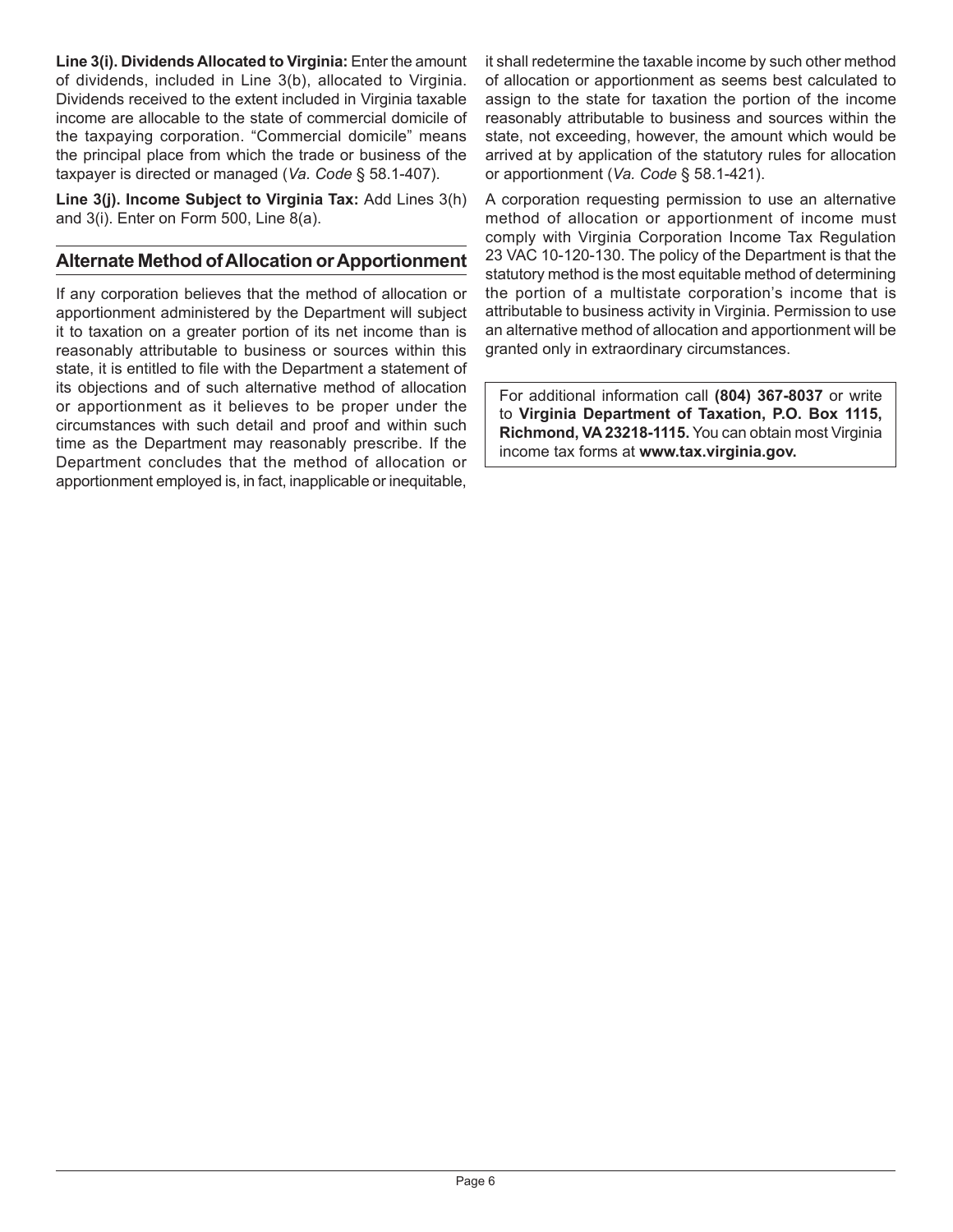**Line 3(i). Dividends Allocated to Virginia:** Enter the amount of dividends, included in Line 3(b), allocated to Virginia. Dividends received to the extent included in Virginia taxable income are allocable to the state of commercial domicile of the taxpaying corporation. "Commercial domicile" means the principal place from which the trade or business of the taxpayer is directed or managed (*Va. Code* § 58.1-407).

**Line 3(j). Income Subject to Virginia Tax:** Add Lines 3(h) and 3(i). Enter on Form 500, Line 8(a).

## Alternate Method of Allocation or Apportionment

If any corporation believes that the method of allocation or apportionment administered by the Department will subject it to taxation on a greater portion of its net income than is reasonably attributable to business or sources within this state, it is entitled to file with the Department a statement of its objections and of such alternative method of allocation or apportionment as it believes to be proper under the circumstances with such detail and proof and within such time as the Department may reasonably prescribe. If the Department concludes that the method of allocation or apportionment employed is, in fact, inapplicable or inequitable, it shall redetermine the taxable income by such other method of allocation or apportionment as seems best calculated to assign to the state for taxation the portion of the income reasonably attributable to business and sources within the state, not exceeding, however, the amount which would be arrived at by application of the statutory rules for allocation or apportionment (*Va. Code* § 58.1-421).

A corporation requesting permission to use an alternative method of allocation or apportionment of income must comply with Virginia Corporation Income Tax Regulation 23 VAC 10-120-130. The policy of the Department is that the statutory method is the most equitable method of determining the portion of a multistate corporation's income that is attributable to business activity in Virginia. Permission to use an alternative method of allocation and apportionment will be granted only in extraordinary circumstances.

For additional information call **(804) 367-8037** or write to **Virginia Department of Taxation, P.O. Box 1115, Richmond, VA 23218-1115.** You can obtain most Virginia income tax forms at **www.tax.virginia.gov.**